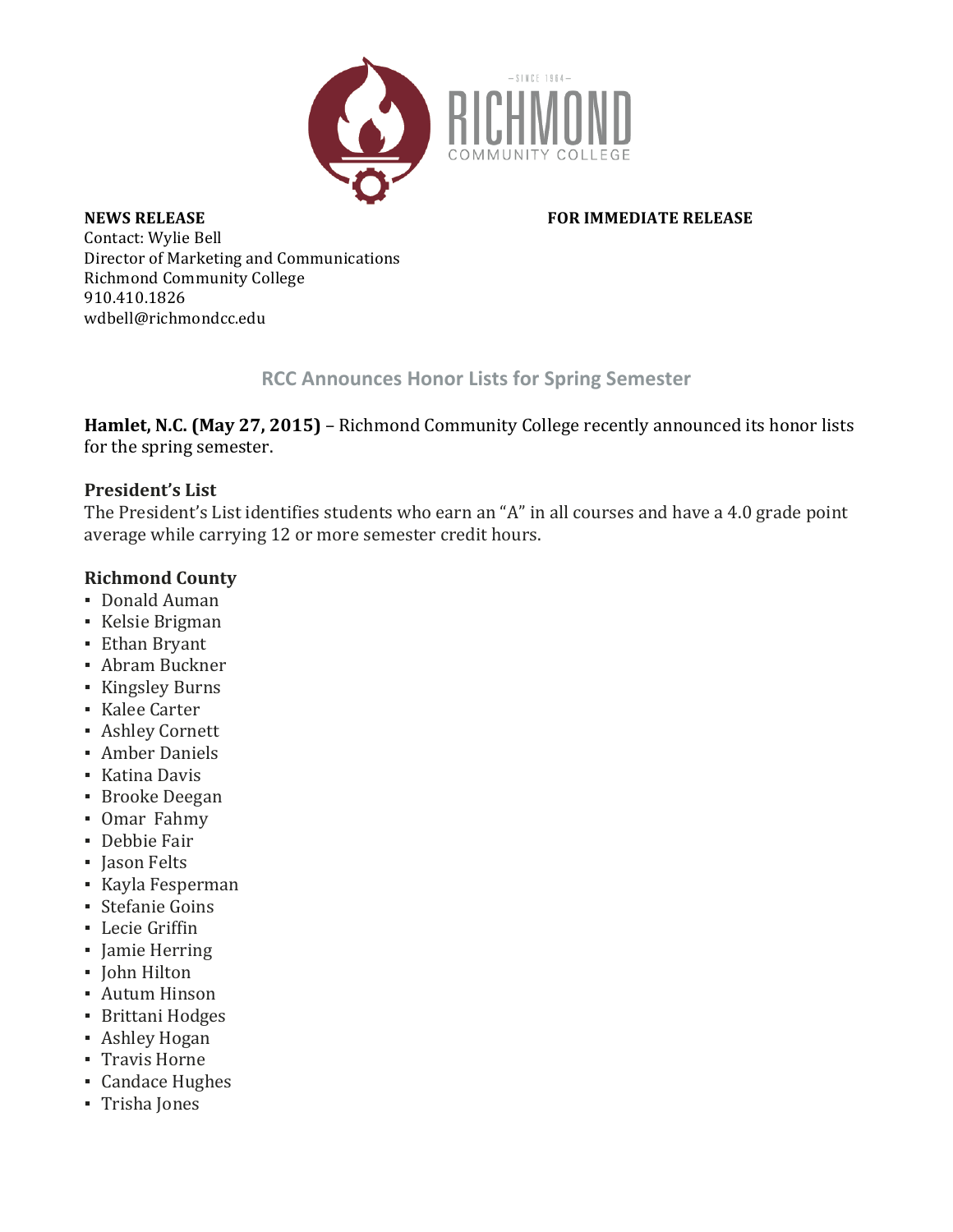**NEWS RELEASE** **FOR IMMEDIATE RELEASE**

Contact: Wylie Bell
Director of Marketing and Communications
Richmond Community College
910.410.1826
wdbell@richmondcc.edu

## RCC Announces Honor Lists for Spring Semester

**Hamlet, N.C. (May 27, 2015)** – Richmond Community College recently announced its honor lists for the spring semester.

### President's List

The President's List identifies students who earn an "A" in all courses and have a 4.0 grade point average while carrying 12 or more semester credit hours.

#### Richmond County

- Donald Auman
- Kelsie Brigman
- Ethan Bryant
- Abram Buckner
- Kingsley Burns
- Kalee Carter
- Ashley Cornett
- Amber Daniels
- Katina Davis
- Brooke Deegan
- Omar Fahmy
- Debbie Fair
- Jason Felts
- Kayla Fesperman
- Stefanie Goins
- Lecie Griffin
- Jamie Herring
- John Hilton
- Autum Hinson
- Brittani Hodges
- Ashley Hogan
- Travis Horne
- Candace Hughes
- Trisha Jones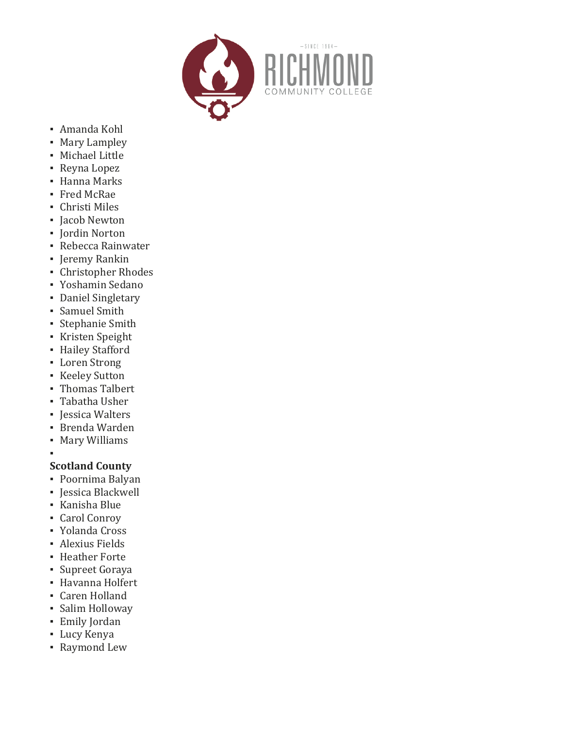- Amanda Kohl
- Mary Lampley
- Michael Little
- Reyna Lopez
- Hanna Marks
- Fred McRae
- Christi Miles
- Jacob Newton
- Jordin Norton
- Rebecca Rainwater
- Jeremy Rankin
- Christopher Rhodes
- Yoshamin Sedano
- Daniel Singletary
- Samuel Smith
- Stephanie Smith
- Kristen Speight
- Hailey Stafford
- Loren Strong
- Keeley Sutton
- Thomas Talbert
- Tabatha Usher
- Jessica Walters
- Brenda Warden
- Mary Williams

**Scotland County**

- Poornima Balyan
- Jessica Blackwell
- Kanisha Blue
- Carol Conroy
- Yolanda Cross
- Alexius Fields
- Heather Forte
- Supreet Goraya
- Havanna Holfert
- Caren Holland
- Salim Holloway
- Emily Jordan
- Lucy Kenya
- Raymond Lew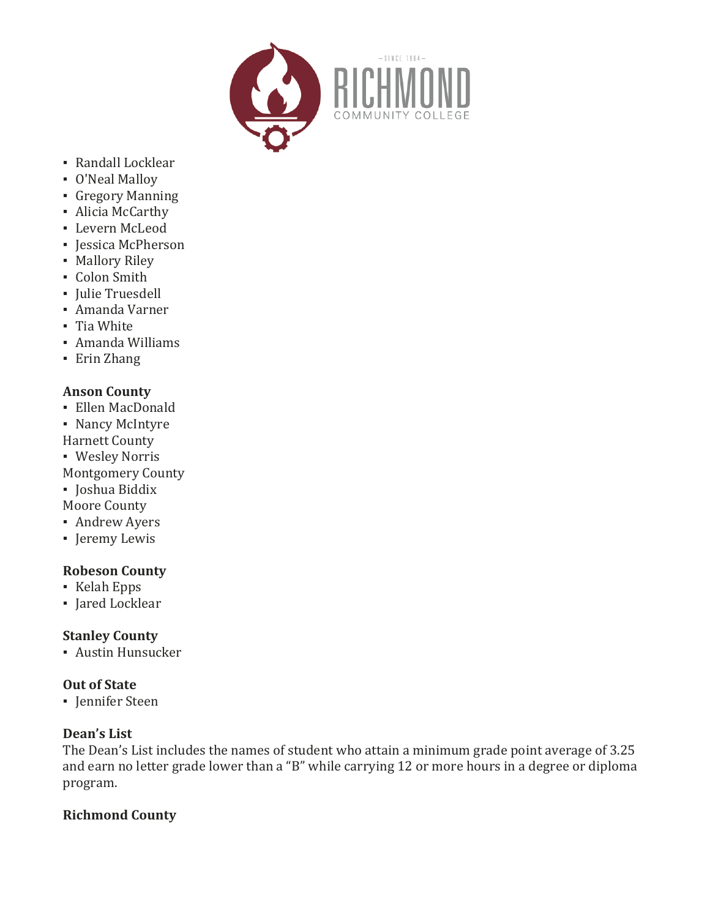- Randall Locklear
- O'Neal Malloy
- Gregory Manning
- Alicia McCarthy
- Levern McLeod
- Jessica McPherson
- Mallory Riley
- Colon Smith
- Julie Truesdell
- Amanda Varner
- Tia White
- Amanda Williams
- Erin Zhang

**Anson County**

- Ellen MacDonald
- Nancy McIntyre

Harnett County

- Wesley Norris

Montgomery County

- Joshua Biddix

Moore County

- Andrew Ayers
- Jeremy Lewis

**Robeson County**

- Kelah Epps
- Jared Locklear

**Stanley County**

- Austin Hunsucker

**Out of State**

- Jennifer Steen

**Dean's List**

The Dean's List includes the names of student who attain a minimum grade point average of 3.25 and earn no letter grade lower than a "B" while carrying 12 or more hours in a degree or diploma program.

**Richmond County**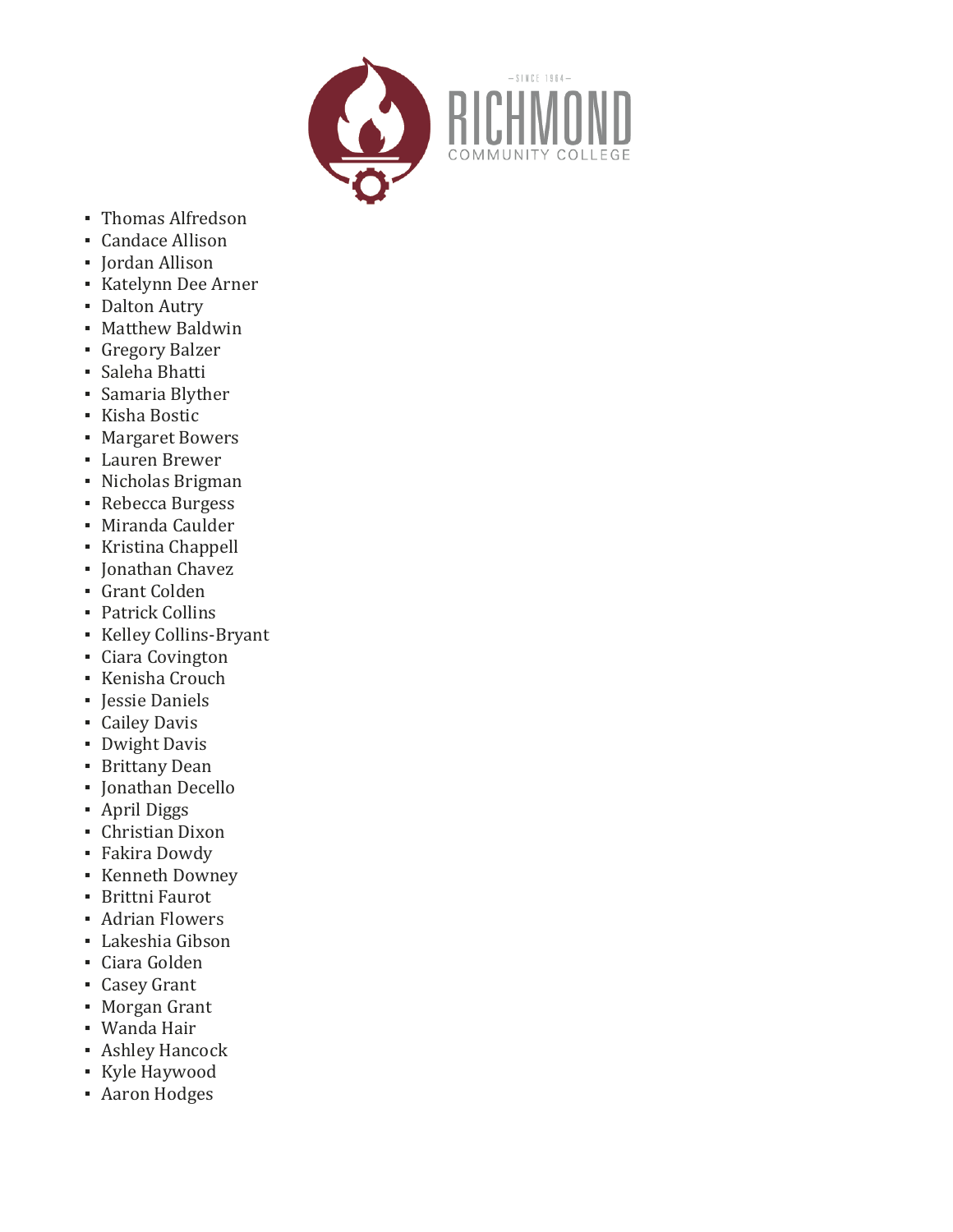- Thomas Alfredson
- Candace Allison
- Jordan Allison
- Katelynn Dee Arner
- Dalton Autry
- Matthew Baldwin
- Gregory Balzer
- Saleha Bhatti
- Samaria Blyther
- Kisha Bostic
- Margaret Bowers
- Lauren Brewer
- Nicholas Brigman
- Rebecca Burgess
- Miranda Caulder
- Kristina Chappell
- Jonathan Chavez
- Grant Colden
- Patrick Collins
- Kelley Collins-Bryant
- Ciara Covington
- Kenisha Crouch
- Jessie Daniels
- Cailey Davis
- Dwight Davis
- Brittany Dean
- Jonathan Decello
- April Diggs
- Christian Dixon
- Fakira Dowdy
- Kenneth Downey
- Brittni Faurot
- Adrian Flowers
- Lakeshia Gibson
- Ciara Golden
- Casey Grant
- Morgan Grant
- Wanda Hair
- Ashley Hancock
- Kyle Haywood
- Aaron Hodges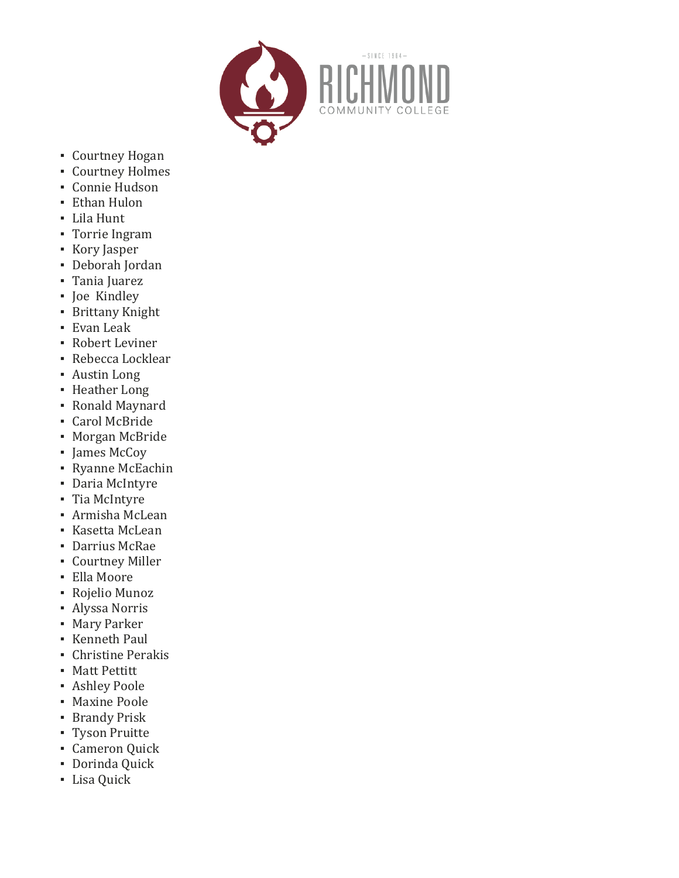- Courtney Hogan
- Courtney Holmes
- Connie Hudson
- Ethan Hulon
- Lila Hunt
- Torrie Ingram
- Kory Jasper
- Deborah Jordan
- Tania Juarez
- Joe Kindley
- Brittany Knight
- Evan Leak
- Robert Leviner
- Rebecca Locklear
- Austin Long
- Heather Long
- Ronald Maynard
- Carol McBride
- Morgan McBride
- James McCoy
- Ryanne McEachin
- Daria McIntyre
- Tia McIntyre
- Armisha McLean
- Kasetta McLean
- Darrius McRae
- Courtney Miller
- Ella Moore
- Rojelio Munoz
- Alyssa Norris
- Mary Parker
- Kenneth Paul
- Christine Perakis
- Matt Pettitt
- Ashley Poole
- Maxine Poole
- Brandy Prisk
- Tyson Pruitte
- Cameron Quick
- Dorinda Quick
- Lisa Quick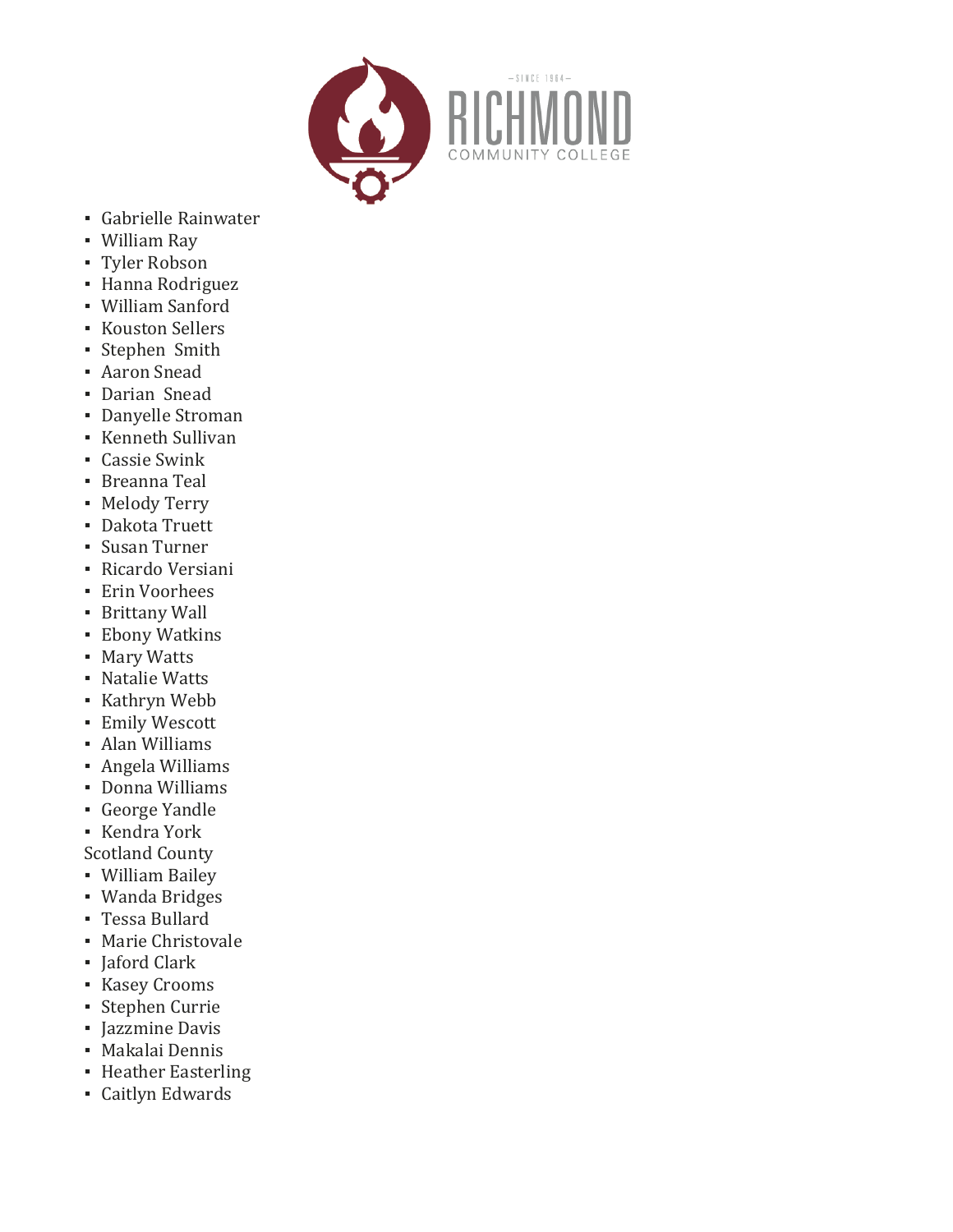- Gabrielle Rainwater
- William Ray
- Tyler Robson
- Hanna Rodriguez
- William Sanford
- Kouston Sellers
- Stephen Smith
- Aaron Snead
- Darian Snead
- Danyelle Stroman
- Kenneth Sullivan
- Cassie Swink
- Breanna Teal
- Melody Terry
- Dakota Truett
- Susan Turner
- Ricardo Versiani
- Erin Voorhees
- Brittany Wall
- Ebony Watkins
- Mary Watts
- Natalie Watts
- Kathryn Webb
- Emily Wescott
- Alan Williams
- Angela Williams
- Donna Williams
- George Yandle
- Kendra York

Scotland County

- William Bailey
- Wanda Bridges
- Tessa Bullard
- Marie Christovale
- Jaford Clark
- Kasey Crooms
- Stephen Currie
- Jazzmine Davis
- Makalai Dennis
- Heather Easterling
- Caitlyn Edwards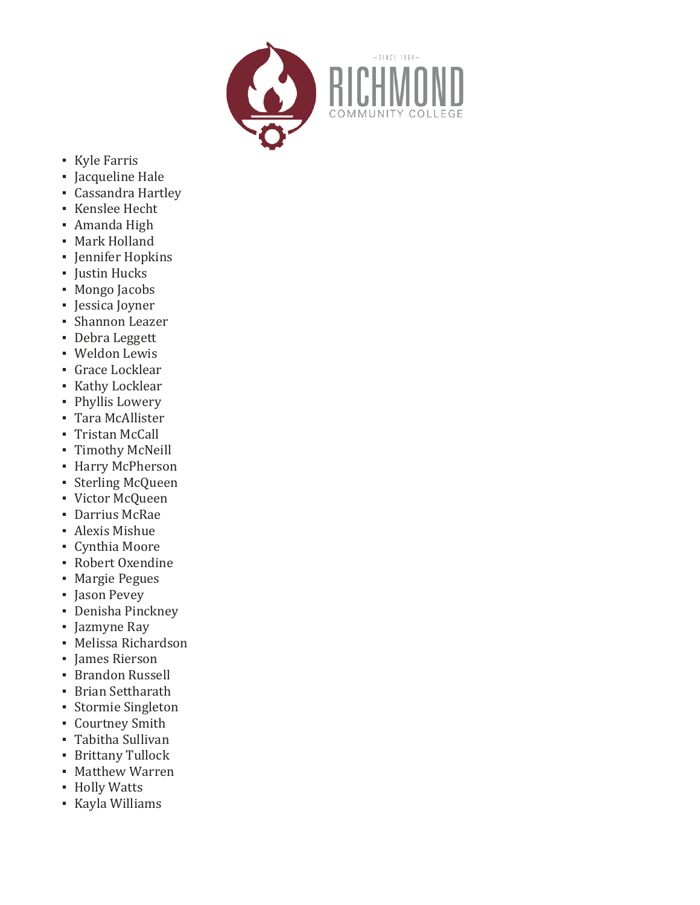- Kyle Farris
- Jacqueline Hale
- Cassandra Hartley
- Kenslee Hecht
- Amanda High
- Mark Holland
- Jennifer Hopkins
- Justin Hucks
- Mongo Jacobs
- Jessica Joyner
- Shannon Leazer
- Debra Leggett
- Weldon Lewis
- Grace Locklear
- Kathy Locklear
- Phyllis Lowery
- Tara McAllister
- Tristan McCall
- Timothy McNeill
- Harry McPherson
- Sterling McQueen
- Victor McQueen
- Darrius McRae
- Alexis Mishue
- Cynthia Moore
- Robert Oxendine
- Margie Pegues
- Jason Pevey
- Denisha Pinckney
- Jazmyne Ray
- Melissa Richardson
- James Rierson
- Brandon Russell
- Brian Settharath
- Stormie Singleton
- Courtney Smith
- Tabitha Sullivan
- Brittany Tullock
- Matthew Warren
- Holly Watts
- Kayla Williams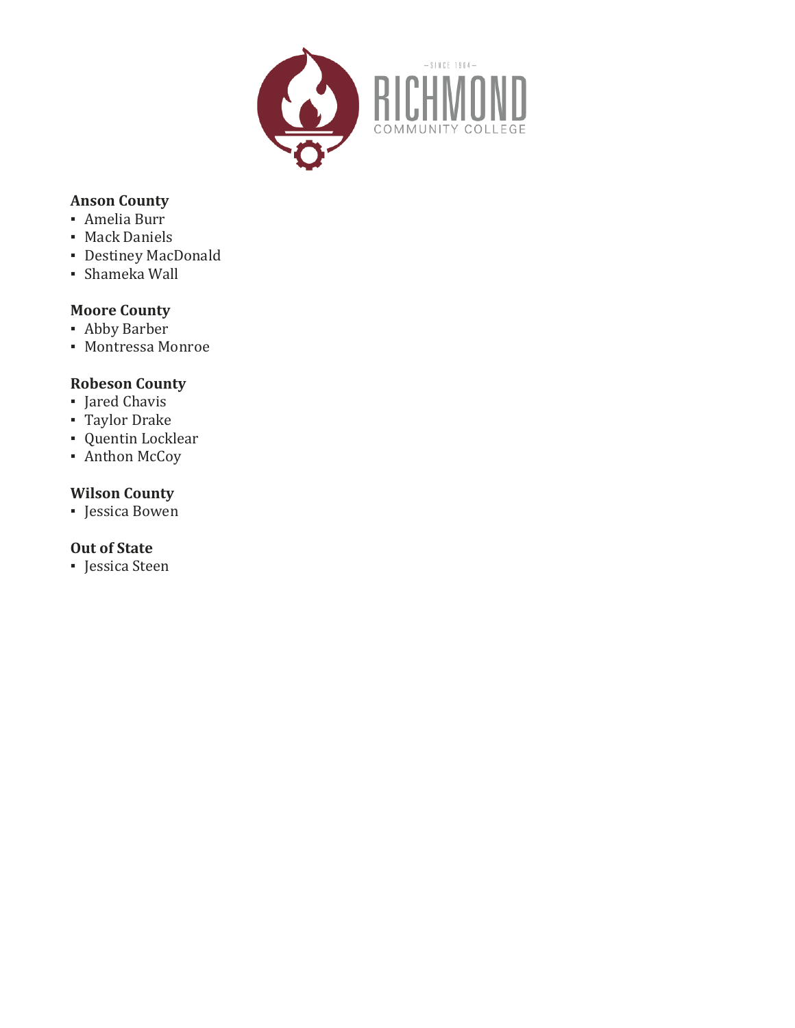**Anson County**

- Amelia Burr
- Mack Daniels
- Destiney MacDonald
- Shameka Wall

**Moore County**

- Abby Barber
- Montressa Monroe

**Robeson County**

- Jared Chavis
- Taylor Drake
- Quentin Locklear
- Anthon McCoy

**Wilson County**

- Jessica Bowen

**Out of State**

- Jessica Steen